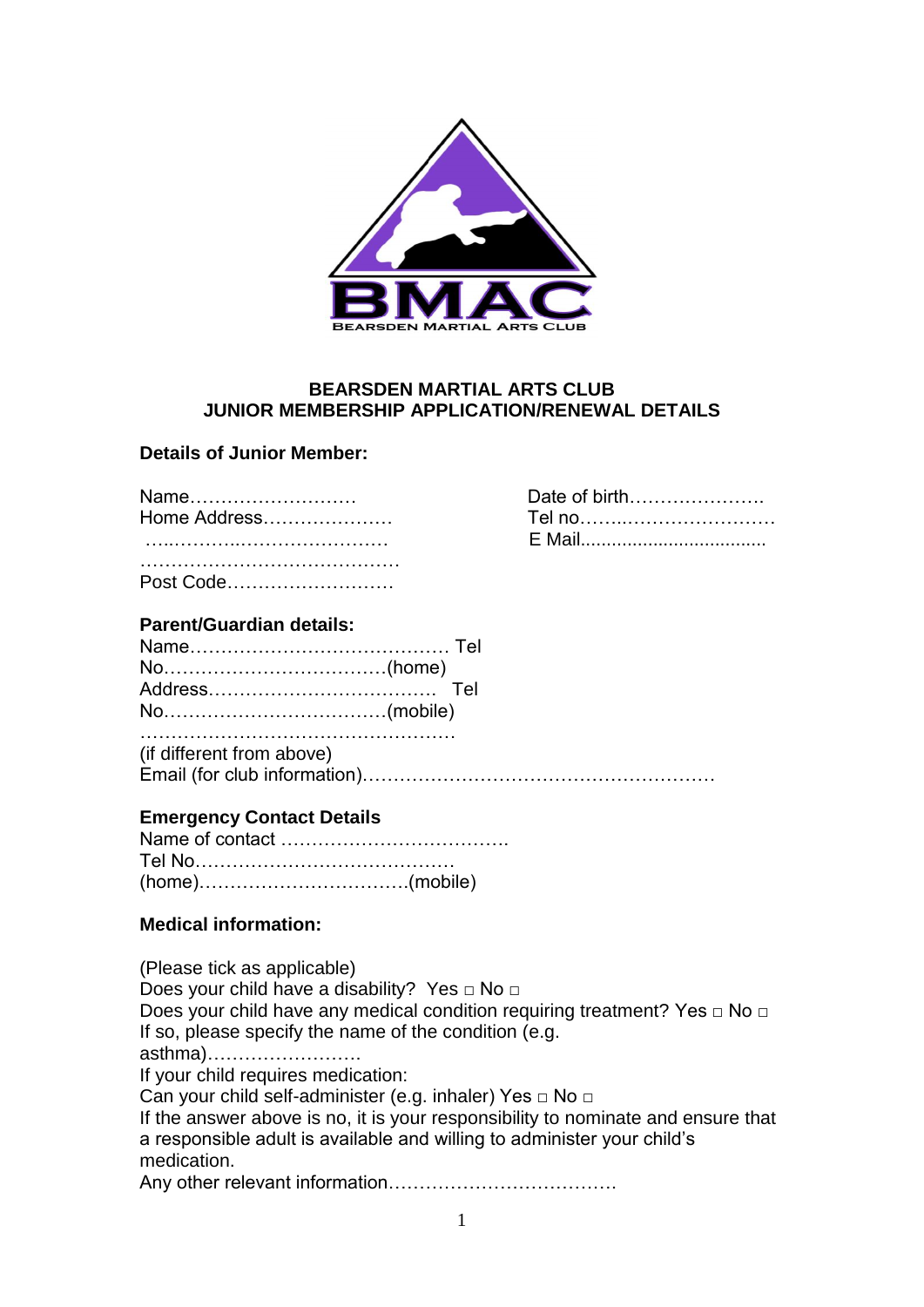**BEARSDEN MARTIAL ARTS CLUB**
**JUNIOR MEMBERSHIP APPLICATION/RENEWAL DETAILS**

**Details of Junior Member:**

Name………………………
Home Address…………………
…..……….……………………
……………………………………
Post Code………………………

Date of birth………………….
Tel no……..……………………
E Mail....................................

**Parent/Guardian details:**

Name…………………………………… Tel No………………………………(home)
Address……………………………… Tel No………………………………(mobile)
……………………………………………
(if different from above)
Email (for club information)…………………………………………………

**Emergency Contact Details**

Name of contact ……………………………….
Tel No……………………………………
(home)…………………………….(mobile)

**Medical information:**

(Please tick as applicable)
Does your child have a disability? Yes □ No □
Does your child have any medical condition requiring treatment? Yes □ No □
If so, please specify the name of the condition (e.g. asthma)…………………….
If your child requires medication:
Can your child self-administer (e.g. inhaler) Yes □ No □
If the answer above is no, it is your responsibility to nominate and ensure that a responsible adult is available and willing to administer your child's medication.
Any other relevant information……………………………….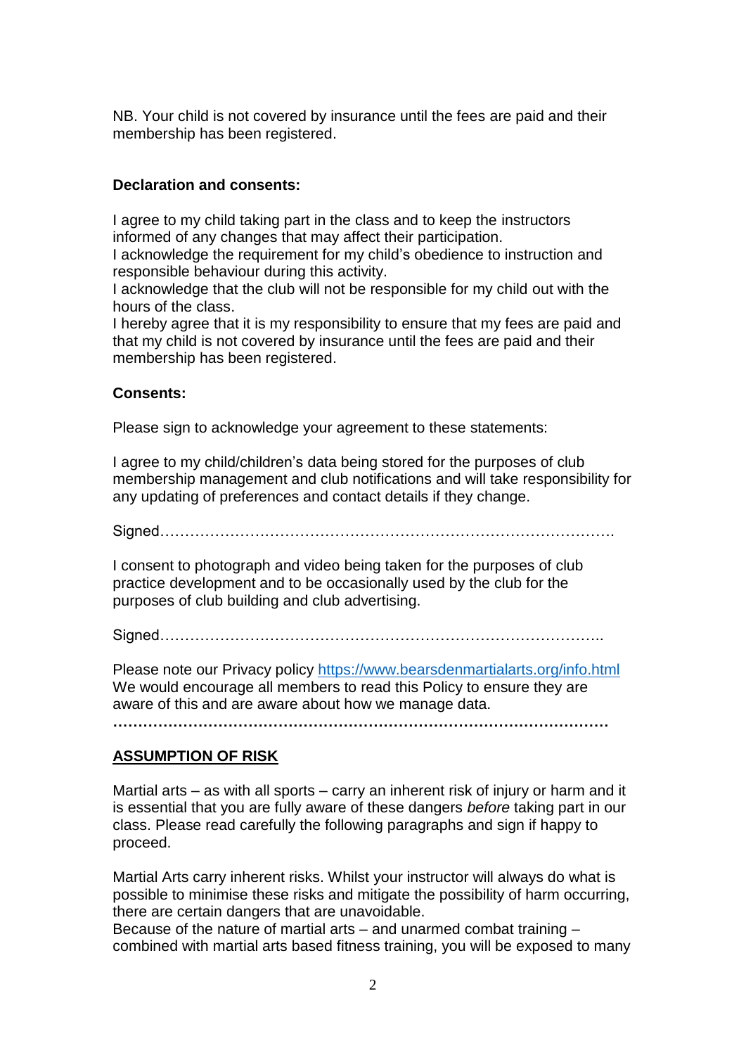NB. Your child is not covered by insurance until the fees are paid and their membership has been registered.

**Declaration and consents:**

I agree to my child taking part in the class and to keep the instructors informed of any changes that may affect their participation.
I acknowledge the requirement for my child's obedience to instruction and responsible behaviour during this activity.
I acknowledge that the club will not be responsible for my child out with the hours of the class.
I hereby agree that it is my responsibility to ensure that my fees are paid and that my child is not covered by insurance until the fees are paid and their membership has been registered.

**Consents:**

Please sign to acknowledge your agreement to these statements:

I agree to my child/children's data being stored for the purposes of club membership management and club notifications and will take responsibility for any updating of preferences and contact details if they change.

Signed……………………………………………………………………………….

I consent to photograph and video being taken for the purposes of club practice development and to be occasionally used by the club for the purposes of club building and club advertising.

Signed……………………………………………………………………………..

Please note our Privacy policy [https://www.bearsdenmartialarts.org/info.html](https://www.bearsdenmartialarts.org/info.html)
We would encourage all members to read this Policy to ensure they are aware of this and are aware about how we manage data.

**……………………………………………………………………………………………**

## ASSUMPTION OF RISK

Martial arts – as with all sports – carry an inherent risk of injury or harm and it is essential that you are fully aware of these dangers *before* taking part in our class. Please read carefully the following paragraphs and sign if happy to proceed.

Martial Arts carry inherent risks. Whilst your instructor will always do what is possible to minimise these risks and mitigate the possibility of harm occurring, there are certain dangers that are unavoidable.
Because of the nature of martial arts – and unarmed combat training – combined with martial arts based fitness training, you will be exposed to many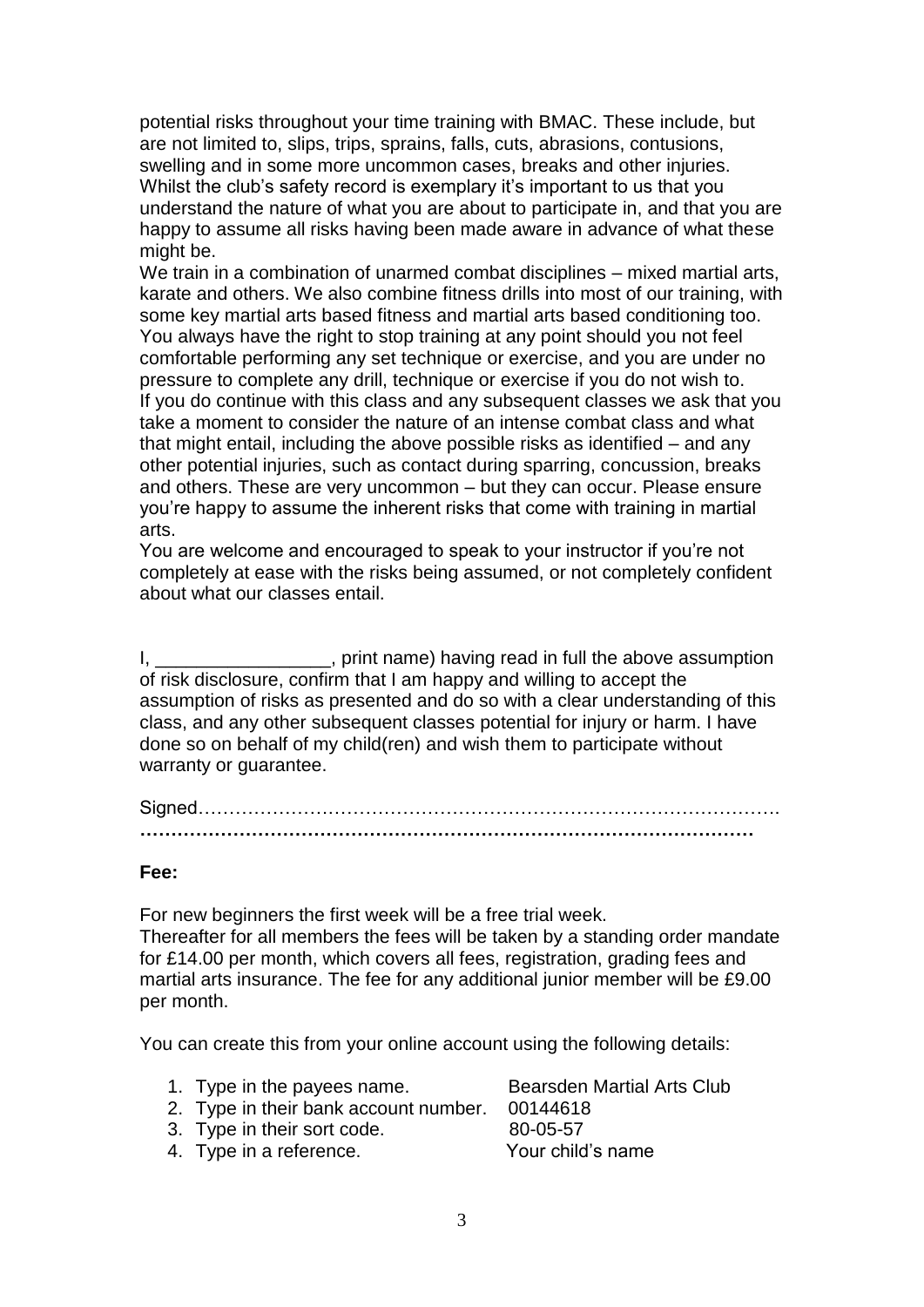potential risks throughout your time training with BMAC. These include, but are not limited to, slips, trips, sprains, falls, cuts, abrasions, contusions, swelling and in some more uncommon cases, breaks and other injuries. Whilst the club's safety record is exemplary it's important to us that you understand the nature of what you are about to participate in, and that you are happy to assume all risks having been made aware in advance of what these might be.

We train in a combination of unarmed combat disciplines – mixed martial arts, karate and others. We also combine fitness drills into most of our training, with some key martial arts based fitness and martial arts based conditioning too. You always have the right to stop training at any point should you not feel comfortable performing any set technique or exercise, and you are under no pressure to complete any drill, technique or exercise if you do not wish to.

If you do continue with this class and any subsequent classes we ask that you take a moment to consider the nature of an intense combat class and what that might entail, including the above possible risks as identified – and any other potential injuries, such as contact during sparring, concussion, breaks and others. These are very uncommon – but they can occur. Please ensure you're happy to assume the inherent risks that come with training in martial arts.

You are welcome and encouraged to speak to your instructor if you're not completely at ease with the risks being assumed, or not completely confident about what our classes entail.

I, ________________, print name) having read in full the above assumption of risk disclosure, confirm that I am happy and willing to accept the assumption of risks as presented and do so with a clear understanding of this class, and any other subsequent classes potential for injury or harm. I have done so on behalf of my child(ren) and wish them to participate without warranty or guarantee.

Signed…………………………………………………………………………………….

**…………………………………………………………………………………………**

**Fee:**

For new beginners the first week will be a free trial week.

Thereafter for all members the fees will be taken by a standing order mandate for £14.00 per month, which covers all fees, registration, grading fees and martial arts insurance. The fee for any additional junior member will be £9.00 per month.

You can create this from your online account using the following details:

1. Type in the payees name. Bearsden Martial Arts Club
2. Type in their bank account number. 00144618
3. Type in their sort code. 80-05-57
4. Type in a reference. Your child's name